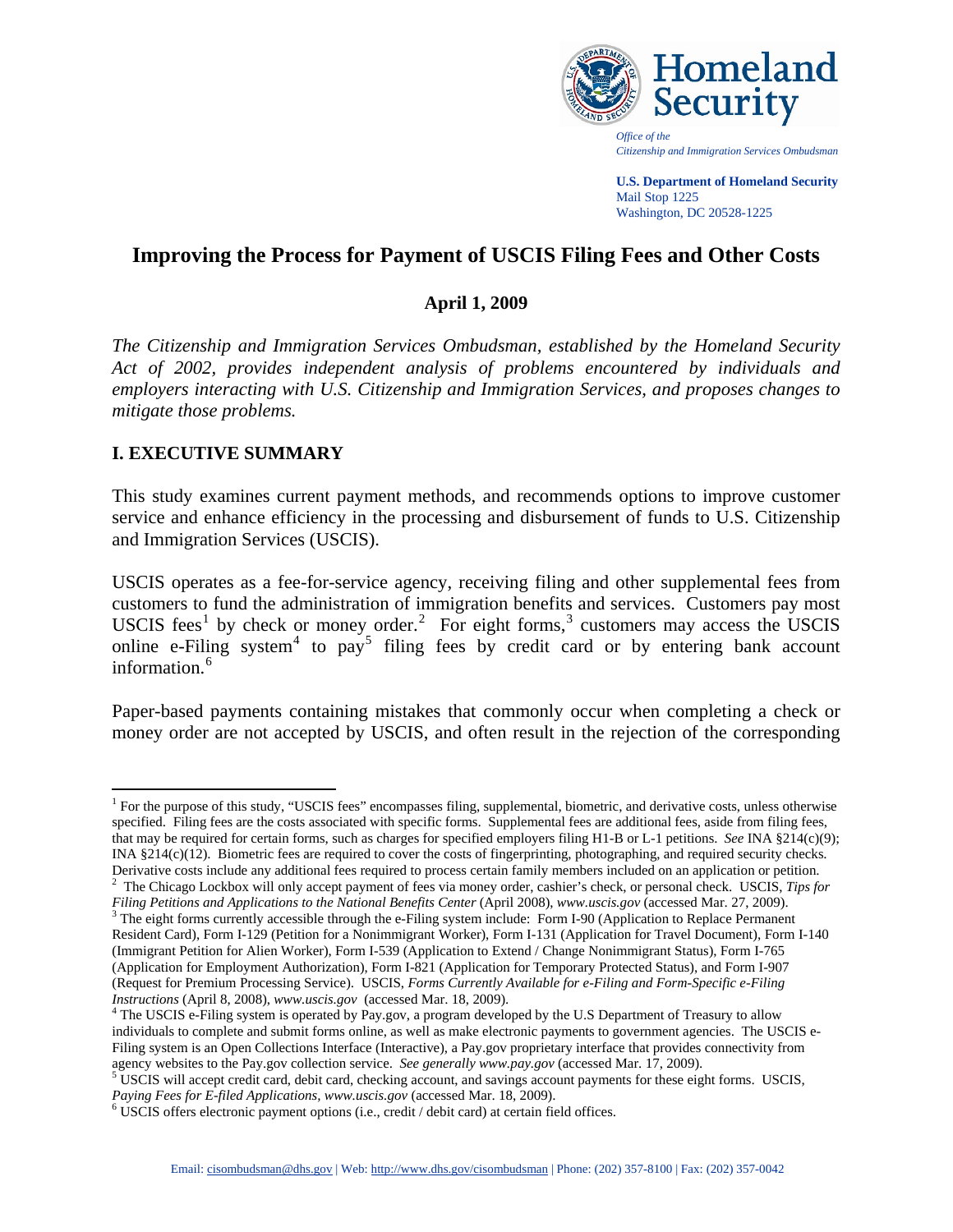Office of the
Citizenship and Immigration Services Ombudsman

**U.S. Department of Homeland Security**
Mail Stop 1225
Washington, DC 20528-1225

# Improving the Process for Payment of USCIS Filing Fees and Other Costs

**April 1, 2009**

*The Citizenship and Immigration Services Ombudsman, established by the Homeland Security Act of 2002, provides independent analysis of problems encountered by individuals and employers interacting with U.S. Citizenship and Immigration Services, and proposes changes to mitigate those problems.*

## I. EXECUTIVE SUMMARY

This study examines current payment methods, and recommends options to improve customer service and enhance efficiency in the processing and disbursement of funds to U.S. Citizenship and Immigration Services (USCIS).

USCIS operates as a fee-for-service agency, receiving filing and other supplemental fees from customers to fund the administration of immigration benefits and services. Customers pay most USCIS fees[1] by check or money order.[2] For eight forms,[3] customers may access the USCIS online e-Filing system[4] to pay[5] filing fees by credit card or by entering bank account information.[6]

Paper-based payments containing mistakes that commonly occur when completing a check or money order are not accepted by USCIS, and often result in the rejection of the corresponding

---

[1] For the purpose of this study, "USCIS fees" encompasses filing, supplemental, biometric, and derivative costs, unless otherwise specified. Filing fees are the costs associated with specific forms. Supplemental fees are additional fees, aside from filing fees, that may be required for certain forms, such as charges for specified employers filing H1-B or L-1 petitions. *See* INA §214(c)(9); INA §214(c)(12). Biometric fees are required to cover the costs of fingerprinting, photographing, and required security checks. Derivative costs include any additional fees required to process certain family members included on an application or petition.

[2] The Chicago Lockbox will only accept payment of fees via money order, cashier's check, or personal check. USCIS, *Tips for Filing Petitions and Applications to the National Benefits Center* (April 2008), *www.uscis.gov* (accessed Mar. 27, 2009).

[3] The eight forms currently accessible through the e-Filing system include: Form I-90 (Application to Replace Permanent Resident Card), Form I-129 (Petition for a Nonimmigrant Worker), Form I-131 (Application for Travel Document), Form I-140 (Immigrant Petition for Alien Worker), Form I-539 (Application to Extend / Change Nonimmigrant Status), Form I-765 (Application for Employment Authorization), Form I-821 (Application for Temporary Protected Status), and Form I-907 (Request for Premium Processing Service). USCIS, *Forms Currently Available for e-Filing and Form-Specific e-Filing Instructions* (April 8, 2008), *www.uscis.gov* (accessed Mar. 18, 2009).

[4] The USCIS e-Filing system is operated by Pay.gov, a program developed by the U.S Department of Treasury to allow individuals to complete and submit forms online, as well as make electronic payments to government agencies. The USCIS e-Filing system is an Open Collections Interface (Interactive), a Pay.gov proprietary interface that provides connectivity from agency websites to the Pay.gov collection service. *See generally www.pay.gov* (accessed Mar. 17, 2009).

[5] USCIS will accept credit card, debit card, checking account, and savings account payments for these eight forms. USCIS, *Paying Fees for E-filed Applications*, *www.uscis.gov* (accessed Mar. 18, 2009).

[6] USCIS offers electronic payment options (i.e., credit / debit card) at certain field offices.

Email: cisombudsman@dhs.gov | Web: http://www.dhs.gov/cisombudsman | Phone: (202) 357-8100 | Fax: (202) 357-0042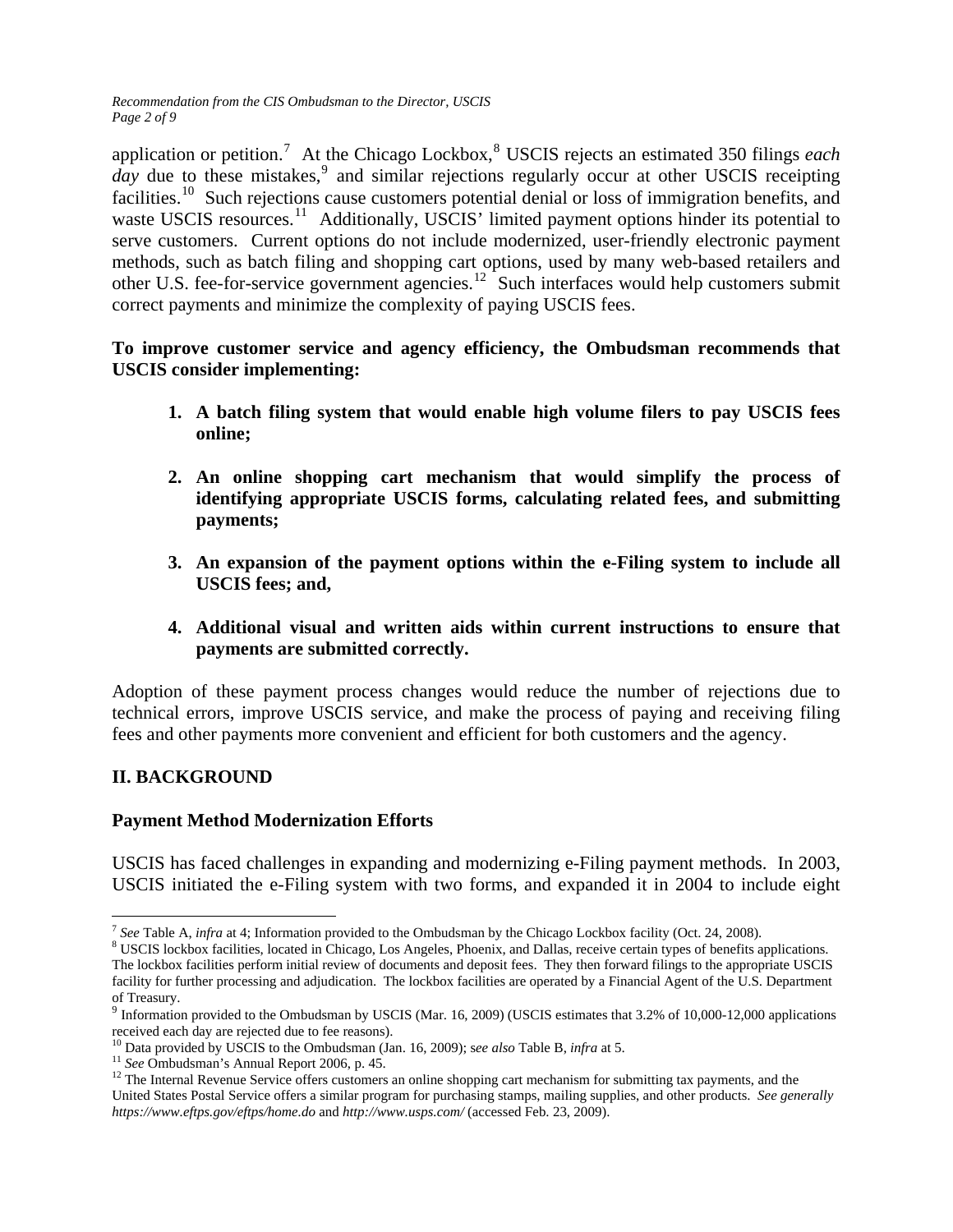application or petition.[7] At the Chicago Lockbox,[8] USCIS rejects an estimated 350 filings *each day* due to these mistakes,[9] and similar rejections regularly occur at other USCIS receipting facilities.[10] Such rejections cause customers potential denial or loss of immigration benefits, and waste USCIS resources.[11] Additionally, USCIS' limited payment options hinder its potential to serve customers. Current options do not include modernized, user-friendly electronic payment methods, such as batch filing and shopping cart options, used by many web-based retailers and other U.S. fee-for-service government agencies.[12] Such interfaces would help customers submit correct payments and minimize the complexity of paying USCIS fees.

**To improve customer service and agency efficiency, the Ombudsman recommends that USCIS consider implementing:**

1. **A batch filing system that would enable high volume filers to pay USCIS fees online;**
2. **An online shopping cart mechanism that would simplify the process of identifying appropriate USCIS forms, calculating related fees, and submitting payments;**
3. **An expansion of the payment options within the e-Filing system to include all USCIS fees; and,**
4. **Additional visual and written aids within current instructions to ensure that payments are submitted correctly.**

Adoption of these payment process changes would reduce the number of rejections due to technical errors, improve USCIS service, and make the process of paying and receiving filing fees and other payments more convenient and efficient for both customers and the agency.

## II. BACKGROUND

### Payment Method Modernization Efforts

USCIS has faced challenges in expanding and modernizing e-Filing payment methods. In 2003, USCIS initiated the e-Filing system with two forms, and expanded it in 2004 to include eight

---

[7] *See* Table A, *infra* at 4; Information provided to the Ombudsman by the Chicago Lockbox facility (Oct. 24, 2008).

[8] USCIS lockbox facilities, located in Chicago, Los Angeles, Phoenix, and Dallas, receive certain types of benefits applications. The lockbox facilities perform initial review of documents and deposit fees. They then forward filings to the appropriate USCIS facility for further processing and adjudication. The lockbox facilities are operated by a Financial Agent of the U.S. Department of Treasury.

[9] Information provided to the Ombudsman by USCIS (Mar. 16, 2009) (USCIS estimates that 3.2% of 10,000-12,000 applications received each day are rejected due to fee reasons).

[10] Data provided by USCIS to the Ombudsman (Jan. 16, 2009); s*ee also* Table B, *infra* at 5.

[11] *See* Ombudsman's Annual Report 2006, p. 45.

[12] The Internal Revenue Service offers customers an online shopping cart mechanism for submitting tax payments, and the United States Postal Service offers a similar program for purchasing stamps, mailing supplies, and other products. *See generally https://www.eftps.gov/eftps/home.do* and *http://www.usps.com/* (accessed Feb. 23, 2009).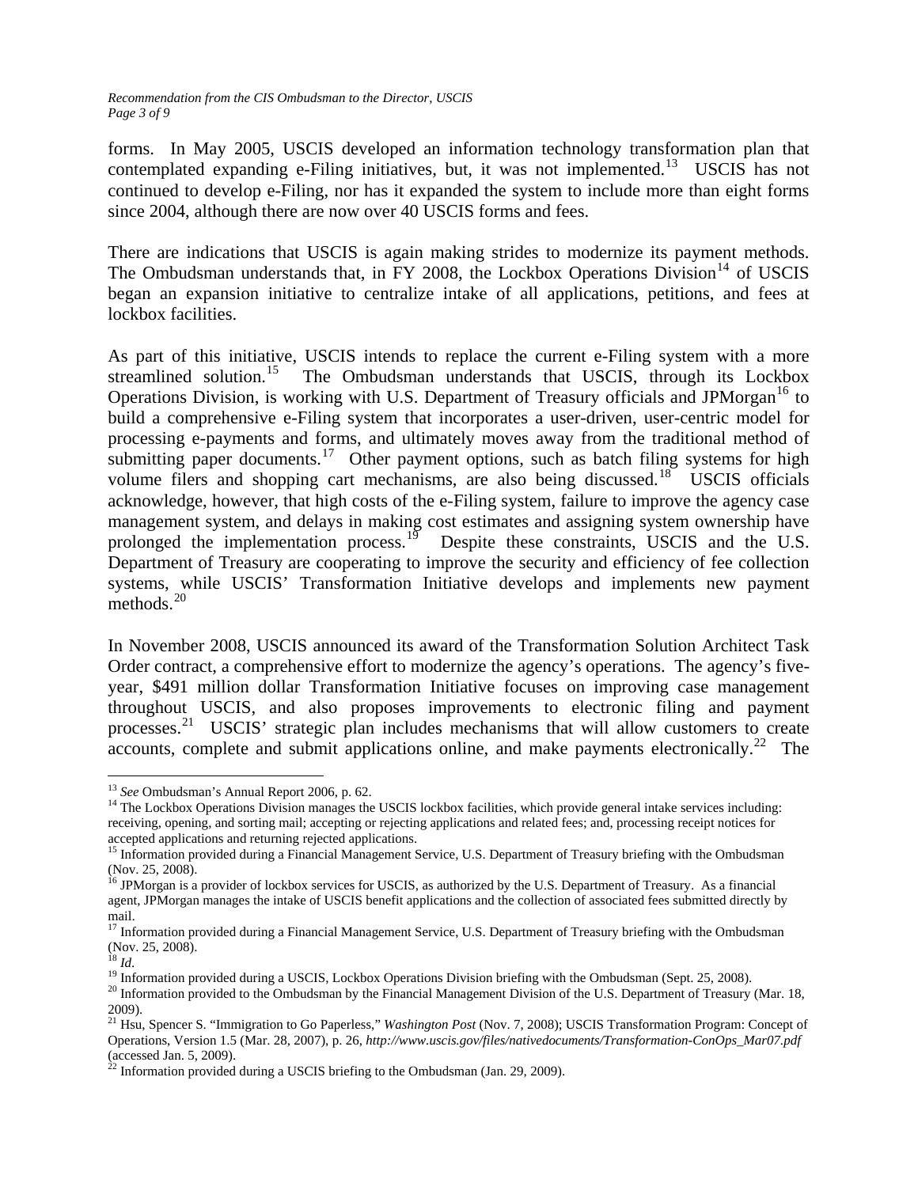forms. In May 2005, USCIS developed an information technology transformation plan that contemplated expanding e-Filing initiatives, but, it was not implemented.[13] USCIS has not continued to develop e-Filing, nor has it expanded the system to include more than eight forms since 2004, although there are now over 40 USCIS forms and fees.

There are indications that USCIS is again making strides to modernize its payment methods. The Ombudsman understands that, in FY 2008, the Lockbox Operations Division[14] of USCIS began an expansion initiative to centralize intake of all applications, petitions, and fees at lockbox facilities.

As part of this initiative, USCIS intends to replace the current e-Filing system with a more streamlined solution.[15] The Ombudsman understands that USCIS, through its Lockbox Operations Division, is working with U.S. Department of Treasury officials and JPMorgan[16] to build a comprehensive e-Filing system that incorporates a user-driven, user-centric model for processing e-payments and forms, and ultimately moves away from the traditional method of submitting paper documents.[17] Other payment options, such as batch filing systems for high volume filers and shopping cart mechanisms, are also being discussed.[18] USCIS officials acknowledge, however, that high costs of the e-Filing system, failure to improve the agency case management system, and delays in making cost estimates and assigning system ownership have prolonged the implementation process.[19] Despite these constraints, USCIS and the U.S. Department of Treasury are cooperating to improve the security and efficiency of fee collection systems, while USCIS' Transformation Initiative develops and implements new payment methods.[20]

In November 2008, USCIS announced its award of the Transformation Solution Architect Task Order contract, a comprehensive effort to modernize the agency's operations. The agency's five-year, $491 million dollar Transformation Initiative focuses on improving case management throughout USCIS, and also proposes improvements to electronic filing and payment processes.[21] USCIS' strategic plan includes mechanisms that will allow customers to create accounts, complete and submit applications online, and make payments electronically.[22] The

---

[13] *See* Ombudsman's Annual Report 2006, p. 62.

[14] The Lockbox Operations Division manages the USCIS lockbox facilities, which provide general intake services including: receiving, opening, and sorting mail; accepting or rejecting applications and related fees; and, processing receipt notices for accepted applications and returning rejected applications.

[15] Information provided during a Financial Management Service, U.S. Department of Treasury briefing with the Ombudsman (Nov. 25, 2008).

[16] JPMorgan is a provider of lockbox services for USCIS, as authorized by the U.S. Department of Treasury. As a financial agent, JPMorgan manages the intake of USCIS benefit applications and the collection of associated fees submitted directly by mail.

[17] Information provided during a Financial Management Service, U.S. Department of Treasury briefing with the Ombudsman (Nov. 25, 2008).

[18] *Id*.

[19] Information provided during a USCIS, Lockbox Operations Division briefing with the Ombudsman (Sept. 25, 2008).

[20] Information provided to the Ombudsman by the Financial Management Division of the U.S. Department of Treasury (Mar. 18, 2009).

[21] Hsu, Spencer S. "Immigration to Go Paperless," *Washington Post* (Nov. 7, 2008); USCIS Transformation Program: Concept of Operations, Version 1.5 (Mar. 28, 2007), p. 26, *http://www.uscis.gov/files/nativedocuments/Transformation-ConOps_Mar07.pdf* (accessed Jan. 5, 2009).

[22] Information provided during a USCIS briefing to the Ombudsman (Jan. 29, 2009).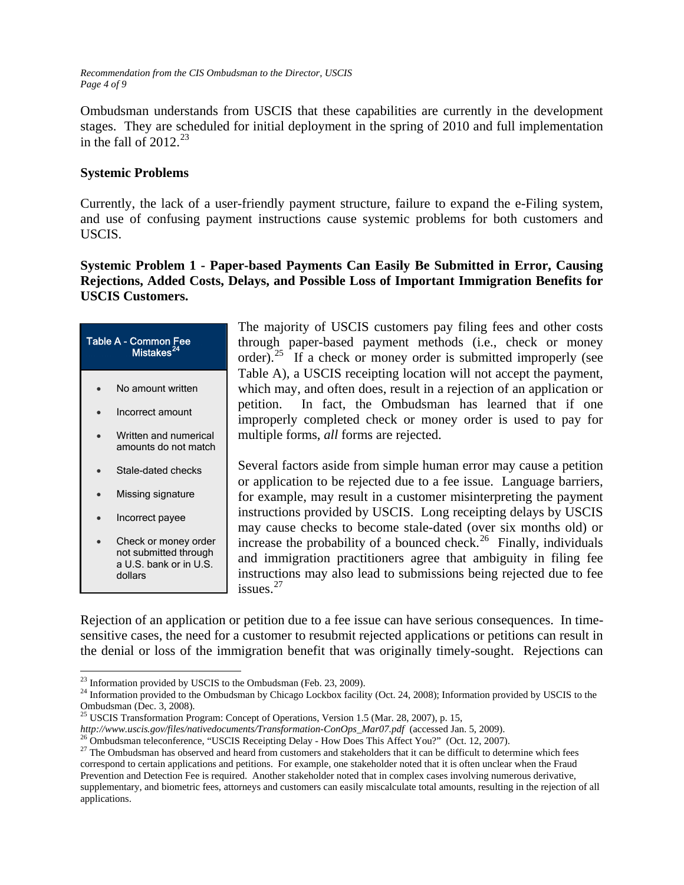Ombudsman understands from USCIS that these capabilities are currently in the development stages. They are scheduled for initial deployment in the spring of 2010 and full implementation in the fall of 2012.[23]

**Systemic Problems**

Currently, the lack of a user-friendly payment structure, failure to expand the e-Filing system, and use of confusing payment instructions cause systemic problems for both customers and USCIS.

**Systemic Problem 1 - Paper-based Payments Can Easily Be Submitted in Error, Causing Rejections, Added Costs, Delays, and Possible Loss of Important Immigration Benefits for USCIS Customers.**

| Table A - Common Fee Mistakes[24] |
| --- |
| • No amount written<br>• Incorrect amount<br>• Written and numerical amounts do not match<br>• Stale-dated checks<br>• Missing signature<br>• Incorrect payee<br>• Check or money order not submitted through a U.S. bank or in U.S. dollars |

The majority of USCIS customers pay filing fees and other costs through paper-based payment methods (i.e., check or money order).[25] If a check or money order is submitted improperly (see Table A), a USCIS receipting location will not accept the payment, which may, and often does, result in a rejection of an application or petition. In fact, the Ombudsman has learned that if one improperly completed check or money order is used to pay for multiple forms, *all* forms are rejected.

Several factors aside from simple human error may cause a petition or application to be rejected due to a fee issue. Language barriers, for example, may result in a customer misinterpreting the payment instructions provided by USCIS. Long receipting delays by USCIS may cause checks to become stale-dated (over six months old) or increase the probability of a bounced check.[26] Finally, individuals and immigration practitioners agree that ambiguity in filing fee instructions may also lead to submissions being rejected due to fee issues.[27]

Rejection of an application or petition due to a fee issue can have serious consequences. In time-sensitive cases, the need for a customer to resubmit rejected applications or petitions can result in the denial or loss of the immigration benefit that was originally timely-sought. Rejections can

---

[23] Information provided by USCIS to the Ombudsman (Feb. 23, 2009).

[24] Information provided to the Ombudsman by Chicago Lockbox facility (Oct. 24, 2008); Information provided by USCIS to the Ombudsman (Dec. 3, 2008).

[25] USCIS Transformation Program: Concept of Operations, Version 1.5 (Mar. 28, 2007), p. 15, *http://www.uscis.gov/files/nativedocuments/Transformation-ConOps_Mar07.pdf* (accessed Jan. 5, 2009).

[26] Ombudsman teleconference, "USCIS Receipting Delay - How Does This Affect You?" (Oct. 12, 2007).

[27] The Ombudsman has observed and heard from customers and stakeholders that it can be difficult to determine which fees correspond to certain applications and petitions. For example, one stakeholder noted that it is often unclear when the Fraud Prevention and Detection Fee is required. Another stakeholder noted that in complex cases involving numerous derivative, supplementary, and biometric fees, attorneys and customers can easily miscalculate total amounts, resulting in the rejection of all applications.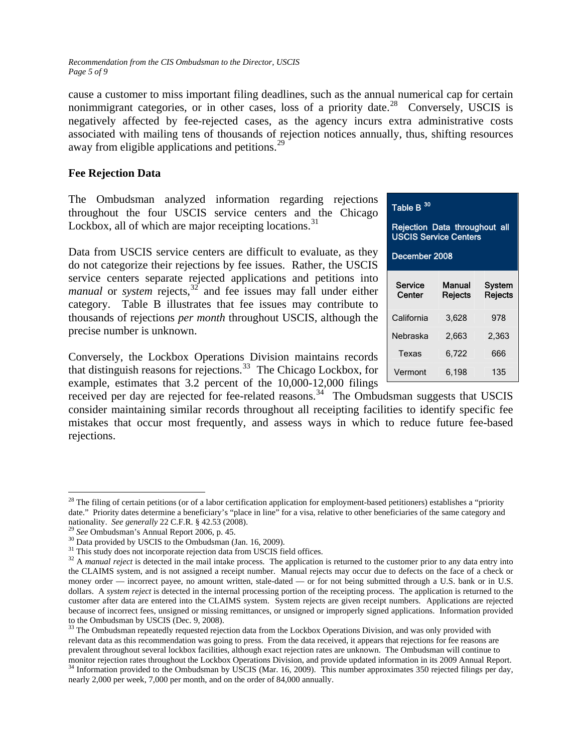cause a customer to miss important filing deadlines, such as the annual numerical cap for certain nonimmigrant categories, or in other cases, loss of a priority date.[28] Conversely, USCIS is negatively affected by fee-rejected cases, as the agency incurs extra administrative costs associated with mailing tens of thousands of rejection notices annually, thus, shifting resources away from eligible applications and petitions.[29]

## Fee Rejection Data

The Ombudsman analyzed information regarding rejections throughout the four USCIS service centers and the Chicago Lockbox, all of which are major receipting locations.[31]

Data from USCIS service centers are difficult to evaluate, as they do not categorize their rejections by fee issues. Rather, the USCIS service centers separate rejected applications and petitions into *manual* or *system* rejects,[32] and fee issues may fall under either category. Table B illustrates that fee issues may contribute to thousands of rejections *per month* throughout USCIS, although the precise number is unknown.

**Table B [30]**

**Rejection Data throughout all USCIS Service Centers**

**December 2008**

| Service Center | Manual Rejects | System Rejects |
|---|---|---|
| California | 3,628 | 978 |
| Nebraska | 2,663 | 2,363 |
| Texas | 6,722 | 666 |
| Vermont | 6,198 | 135 |

Conversely, the Lockbox Operations Division maintains records that distinguish reasons for rejections.[33] The Chicago Lockbox, for example, estimates that 3.2 percent of the 10,000-12,000 filings received per day are rejected for fee-related reasons.[34] The Ombudsman suggests that USCIS consider maintaining similar records throughout all receipting facilities to identify specific fee mistakes that occur most frequently, and assess ways in which to reduce future fee-based rejections.

---

[28] The filing of certain petitions (or of a labor certification application for employment-based petitioners) establishes a "priority date." Priority dates determine a beneficiary's "place in line" for a visa, relative to other beneficiaries of the same category and nationality. *See generally* 22 C.F.R. § 42.53 (2008).

[29] *See* Ombudsman's Annual Report 2006, p. 45.

[30] Data provided by USCIS to the Ombudsman (Jan. 16, 2009).

[31] This study does not incorporate rejection data from USCIS field offices.

[32] A *manual reject* is detected in the mail intake process. The application is returned to the customer prior to any data entry into the CLAIMS system, and is not assigned a receipt number. Manual rejects may occur due to defects on the face of a check or money order — incorrect payee, no amount written, stale-dated — or for not being submitted through a U.S. bank or in U.S. dollars. A *system reject* is detected in the internal processing portion of the receipting process. The application is returned to the customer after data are entered into the CLAIMS system. System rejects are given receipt numbers. Applications are rejected because of incorrect fees, unsigned or missing remittances, or unsigned or improperly signed applications. Information provided to the Ombudsman by USCIS (Dec. 9, 2008).

[33] The Ombudsman repeatedly requested rejection data from the Lockbox Operations Division, and was only provided with relevant data as this recommendation was going to press. From the data received, it appears that rejections for fee reasons are prevalent throughout several lockbox facilities, although exact rejection rates are unknown. The Ombudsman will continue to monitor rejection rates throughout the Lockbox Operations Division, and provide updated information in its 2009 Annual Report.

[34] Information provided to the Ombudsman by USCIS (Mar. 16, 2009). This number approximates 350 rejected filings per day, nearly 2,000 per week, 7,000 per month, and on the order of 84,000 annually.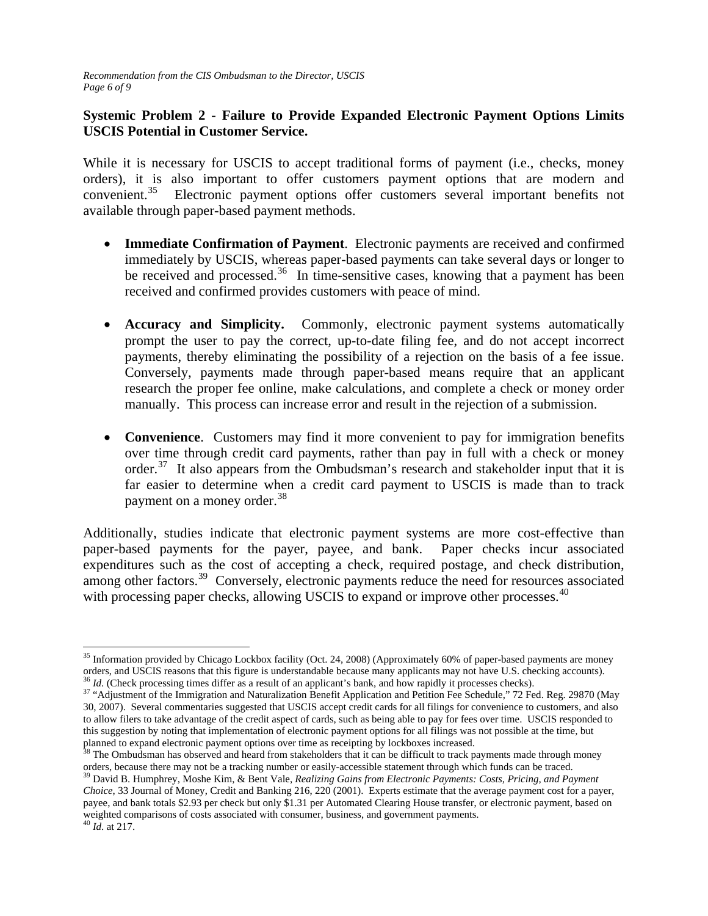### Systemic Problem 2 - Failure to Provide Expanded Electronic Payment Options Limits USCIS Potential in Customer Service.

While it is necessary for USCIS to accept traditional forms of payment (i.e., checks, money orders), it is also important to offer customers payment options that are modern and convenient.[35] Electronic payment options offer customers several important benefits not available through paper-based payment methods.

- **Immediate Confirmation of Payment**. Electronic payments are received and confirmed immediately by USCIS, whereas paper-based payments can take several days or longer to be received and processed.[36] In time-sensitive cases, knowing that a payment has been received and confirmed provides customers with peace of mind.

- **Accuracy and Simplicity.** Commonly, electronic payment systems automatically prompt the user to pay the correct, up-to-date filing fee, and do not accept incorrect payments, thereby eliminating the possibility of a rejection on the basis of a fee issue. Conversely, payments made through paper-based means require that an applicant research the proper fee online, make calculations, and complete a check or money order manually. This process can increase error and result in the rejection of a submission.

- **Convenience**. Customers may find it more convenient to pay for immigration benefits over time through credit card payments, rather than pay in full with a check or money order.[37] It also appears from the Ombudsman's research and stakeholder input that it is far easier to determine when a credit card payment to USCIS is made than to track payment on a money order.[38]

Additionally, studies indicate that electronic payment systems are more cost-effective than paper-based payments for the payer, payee, and bank. Paper checks incur associated expenditures such as the cost of accepting a check, required postage, and check distribution, among other factors.[39] Conversely, electronic payments reduce the need for resources associated with processing paper checks, allowing USCIS to expand or improve other processes.[40]

---

[35] Information provided by Chicago Lockbox facility (Oct. 24, 2008) (Approximately 60% of paper-based payments are money orders, and USCIS reasons that this figure is understandable because many applicants may not have U.S. checking accounts).

[36] *Id.* (Check processing times differ as a result of an applicant's bank, and how rapidly it processes checks).

[37] "Adjustment of the Immigration and Naturalization Benefit Application and Petition Fee Schedule," 72 Fed. Reg. 29870 (May 30, 2007). Several commentaries suggested that USCIS accept credit cards for all filings for convenience to customers, and also to allow filers to take advantage of the credit aspect of cards, such as being able to pay for fees over time. USCIS responded to this suggestion by noting that implementation of electronic payment options for all filings was not possible at the time, but planned to expand electronic payment options over time as receipting by lockboxes increased.

[38] The Ombudsman has observed and heard from stakeholders that it can be difficult to track payments made through money orders, because there may not be a tracking number or easily-accessible statement through which funds can be traced.

[39] David B. Humphrey, Moshe Kim, & Bent Vale, *Realizing Gains from Electronic Payments: Costs, Pricing, and Payment Choice*, 33 Journal of Money, Credit and Banking 216, 220 (2001). Experts estimate that the average payment cost for a payer, payee, and bank totals \$2.93 per check but only \$1.31 per Automated Clearing House transfer, or electronic payment, based on weighted comparisons of costs associated with consumer, business, and government payments.

[40] *Id.* at 217.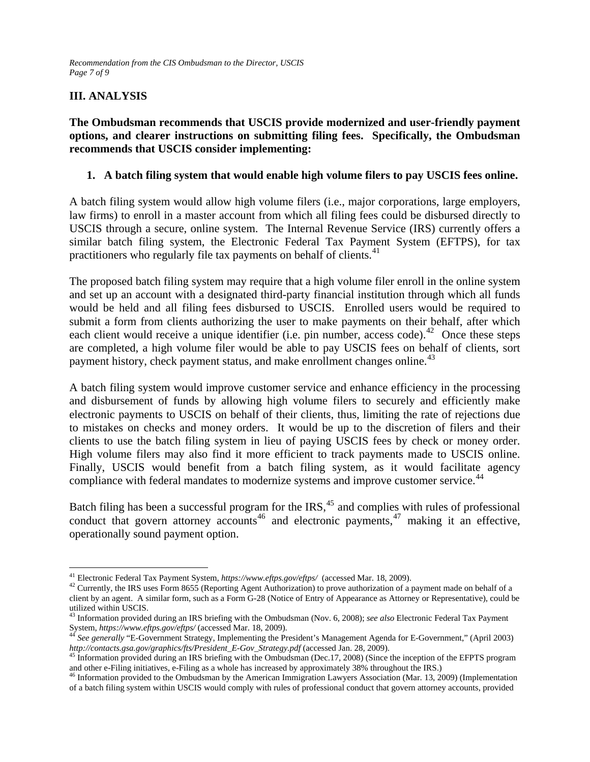## III. ANALYSIS

**The Ombudsman recommends that USCIS provide modernized and user-friendly payment options, and clearer instructions on submitting filing fees. Specifically, the Ombudsman recommends that USCIS consider implementing:**

1. **A batch filing system that would enable high volume filers to pay USCIS fees online.**

A batch filing system would allow high volume filers (i.e., major corporations, large employers, law firms) to enroll in a master account from which all filing fees could be disbursed directly to USCIS through a secure, online system. The Internal Revenue Service (IRS) currently offers a similar batch filing system, the Electronic Federal Tax Payment System (EFTPS), for tax practitioners who regularly file tax payments on behalf of clients.[41]

The proposed batch filing system may require that a high volume filer enroll in the online system and set up an account with a designated third-party financial institution through which all funds would be held and all filing fees disbursed to USCIS. Enrolled users would be required to submit a form from clients authorizing the user to make payments on their behalf, after which each client would receive a unique identifier (i.e. pin number, access code).[42] Once these steps are completed, a high volume filer would be able to pay USCIS fees on behalf of clients, sort payment history, check payment status, and make enrollment changes online.[43]

A batch filing system would improve customer service and enhance efficiency in the processing and disbursement of funds by allowing high volume filers to securely and efficiently make electronic payments to USCIS on behalf of their clients, thus, limiting the rate of rejections due to mistakes on checks and money orders. It would be up to the discretion of filers and their clients to use the batch filing system in lieu of paying USCIS fees by check or money order. High volume filers may also find it more efficient to track payments made to USCIS online. Finally, USCIS would benefit from a batch filing system, as it would facilitate agency compliance with federal mandates to modernize systems and improve customer service.[44]

Batch filing has been a successful program for the IRS,[45] and complies with rules of professional conduct that govern attorney accounts[46] and electronic payments,[47] making it an effective, operationally sound payment option.

---

[41] Electronic Federal Tax Payment System, *https://www.eftps.gov/eftps/* (accessed Mar. 18, 2009).

[42] Currently, the IRS uses Form 8655 (Reporting Agent Authorization) to prove authorization of a payment made on behalf of a client by an agent. A similar form, such as a Form G-28 (Notice of Entry of Appearance as Attorney or Representative), could be utilized within USCIS.

[43] Information provided during an IRS briefing with the Ombudsman (Nov. 6, 2008); *see also* Electronic Federal Tax Payment System, *https://www.eftps.gov/eftps/* (accessed Mar. 18, 2009).

[44] *See generally* "E-Government Strategy, Implementing the President's Management Agenda for E-Government," (April 2003) *http://contacts.gsa.gov/graphics/fts/President_E-Gov_Strategy.pdf* (accessed Jan. 28, 2009).

[45] Information provided during an IRS briefing with the Ombudsman (Dec.17, 2008) (Since the inception of the EFPTS program and other e-Filing initiatives, e-Filing as a whole has increased by approximately 38% throughout the IRS.)

[46] Information provided to the Ombudsman by the American Immigration Lawyers Association (Mar. 13, 2009) (Implementation of a batch filing system within USCIS would comply with rules of professional conduct that govern attorney accounts, provided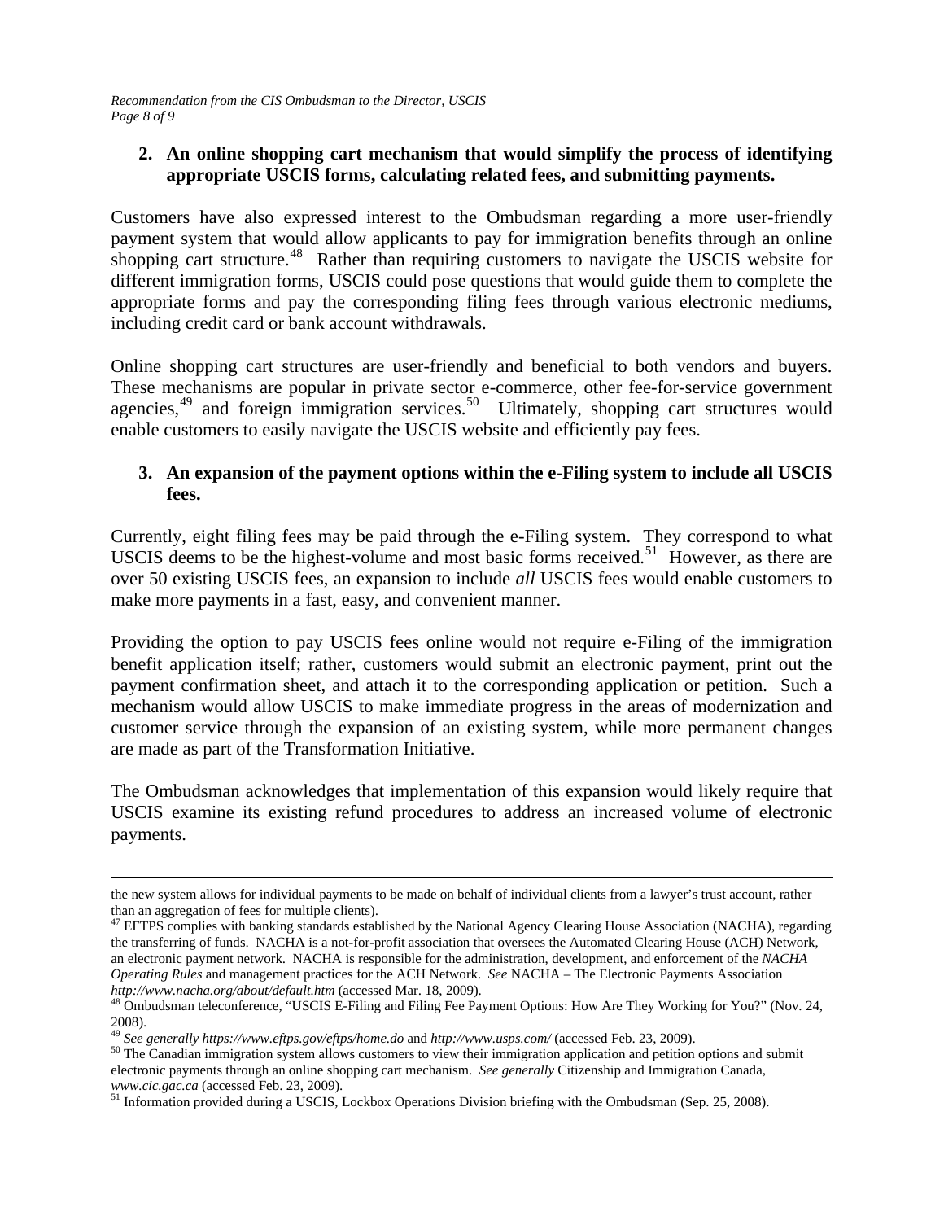2. **An online shopping cart mechanism that would simplify the process of identifying appropriate USCIS forms, calculating related fees, and submitting payments.**

Customers have also expressed interest to the Ombudsman regarding a more user-friendly payment system that would allow applicants to pay for immigration benefits through an online shopping cart structure.[48] Rather than requiring customers to navigate the USCIS website for different immigration forms, USCIS could pose questions that would guide them to complete the appropriate forms and pay the corresponding filing fees through various electronic mediums, including credit card or bank account withdrawals.

Online shopping cart structures are user-friendly and beneficial to both vendors and buyers. These mechanisms are popular in private sector e-commerce, other fee-for-service government agencies,[49] and foreign immigration services.[50] Ultimately, shopping cart structures would enable customers to easily navigate the USCIS website and efficiently pay fees.

3. **An expansion of the payment options within the e-Filing system to include all USCIS fees.**

Currently, eight filing fees may be paid through the e-Filing system. They correspond to what USCIS deems to be the highest-volume and most basic forms received.[51] However, as there are over 50 existing USCIS fees, an expansion to include *all* USCIS fees would enable customers to make more payments in a fast, easy, and convenient manner.

Providing the option to pay USCIS fees online would not require e-Filing of the immigration benefit application itself; rather, customers would submit an electronic payment, print out the payment confirmation sheet, and attach it to the corresponding application or petition. Such a mechanism would allow USCIS to make immediate progress in the areas of modernization and customer service through the expansion of an existing system, while more permanent changes are made as part of the Transformation Initiative.

The Ombudsman acknowledges that implementation of this expansion would likely require that USCIS examine its existing refund procedures to address an increased volume of electronic payments.

---

the new system allows for individual payments to be made on behalf of individual clients from a lawyer's trust account, rather than an aggregation of fees for multiple clients).

[47] EFTPS complies with banking standards established by the National Agency Clearing House Association (NACHA), regarding the transferring of funds. NACHA is a not-for-profit association that oversees the Automated Clearing House (ACH) Network, an electronic payment network. NACHA is responsible for the administration, development, and enforcement of the *NACHA Operating Rules* and management practices for the ACH Network. *See* NACHA – The Electronic Payments Association *http://www.nacha.org/about/default.htm* (accessed Mar. 18, 2009).

[48] Ombudsman teleconference, "USCIS E-Filing and Filing Fee Payment Options: How Are They Working for You?" (Nov. 24, 2008).

[49] *See generally https://www.eftps.gov/eftps/home.do* and *http://www.usps.com/* (accessed Feb. 23, 2009).

[50] The Canadian immigration system allows customers to view their immigration application and petition options and submit electronic payments through an online shopping cart mechanism. *See generally* Citizenship and Immigration Canada, *www.cic.gac.ca* (accessed Feb. 23, 2009).

[51] Information provided during a USCIS, Lockbox Operations Division briefing with the Ombudsman (Sep. 25, 2008).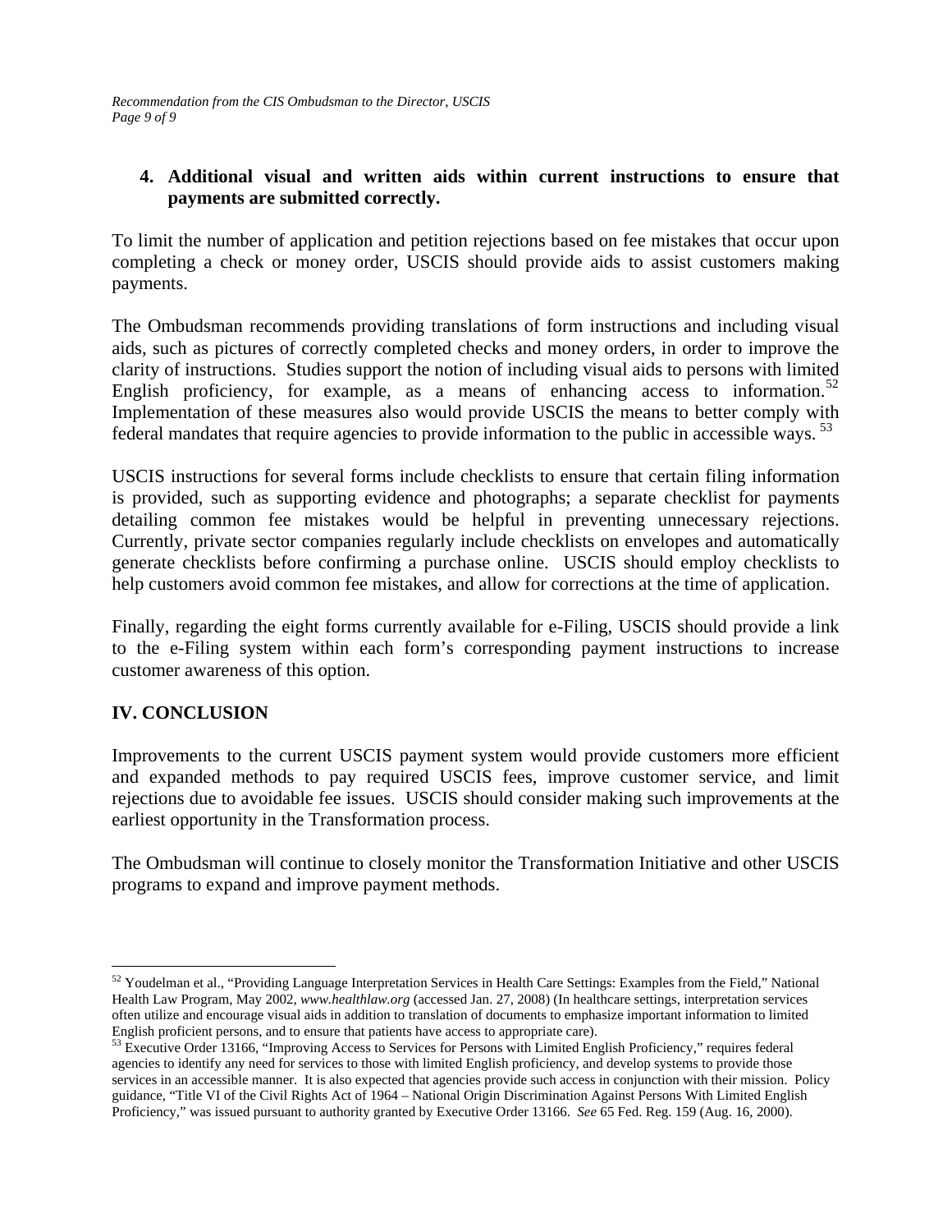**4. Additional visual and written aids within current instructions to ensure that payments are submitted correctly.**

To limit the number of application and petition rejections based on fee mistakes that occur upon completing a check or money order, USCIS should provide aids to assist customers making payments.

The Ombudsman recommends providing translations of form instructions and including visual aids, such as pictures of correctly completed checks and money orders, in order to improve the clarity of instructions. Studies support the notion of including visual aids to persons with limited English proficiency, for example, as a means of enhancing access to information.[52] Implementation of these measures also would provide USCIS the means to better comply with federal mandates that require agencies to provide information to the public in accessible ways.[53]

USCIS instructions for several forms include checklists to ensure that certain filing information is provided, such as supporting evidence and photographs; a separate checklist for payments detailing common fee mistakes would be helpful in preventing unnecessary rejections. Currently, private sector companies regularly include checklists on envelopes and automatically generate checklists before confirming a purchase online. USCIS should employ checklists to help customers avoid common fee mistakes, and allow for corrections at the time of application.

Finally, regarding the eight forms currently available for e-Filing, USCIS should provide a link to the e-Filing system within each form's corresponding payment instructions to increase customer awareness of this option.

## IV. CONCLUSION

Improvements to the current USCIS payment system would provide customers more efficient and expanded methods to pay required USCIS fees, improve customer service, and limit rejections due to avoidable fee issues. USCIS should consider making such improvements at the earliest opportunity in the Transformation process.

The Ombudsman will continue to closely monitor the Transformation Initiative and other USCIS programs to expand and improve payment methods.

---

[52] Youdelman et al., "Providing Language Interpretation Services in Health Care Settings: Examples from the Field," National Health Law Program, May 2002, *www.healthlaw.org* (accessed Jan. 27, 2008) (In healthcare settings, interpretation services often utilize and encourage visual aids in addition to translation of documents to emphasize important information to limited English proficient persons, and to ensure that patients have access to appropriate care).

[53] Executive Order 13166, "Improving Access to Services for Persons with Limited English Proficiency," requires federal agencies to identify any need for services to those with limited English proficiency, and develop systems to provide those services in an accessible manner. It is also expected that agencies provide such access in conjunction with their mission. Policy guidance, "Title VI of the Civil Rights Act of 1964 – National Origin Discrimination Against Persons With Limited English Proficiency," was issued pursuant to authority granted by Executive Order 13166. *See* 65 Fed. Reg. 159 (Aug. 16, 2000).